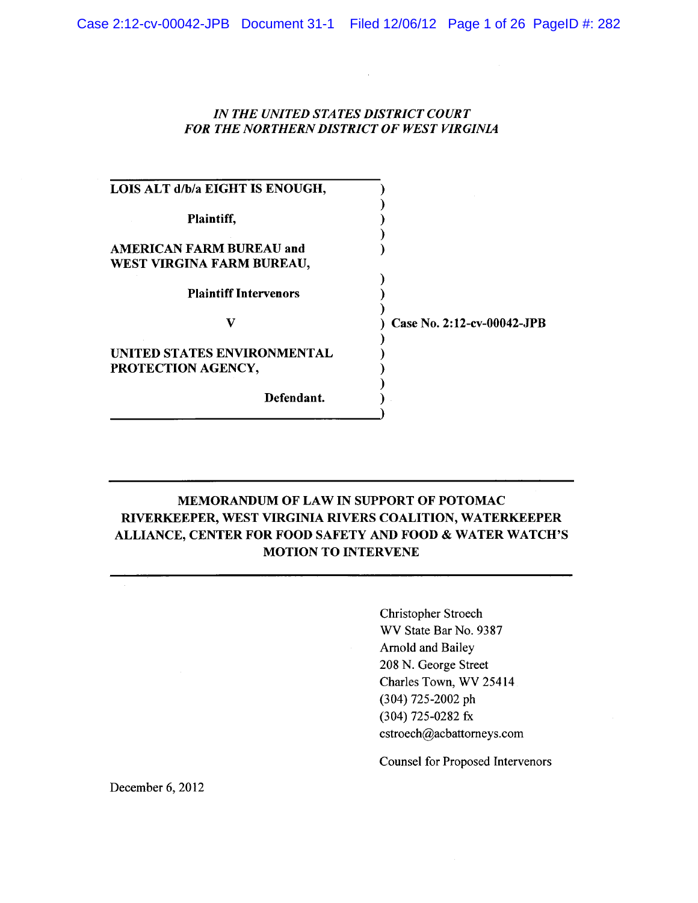*IN THE UNITED STATES DISTRICT COURT*
*FOR THE NORTHERN DISTRICT OF WEST VIRGINIA*

| | |
|---|---|
| **LOIS ALT d/b/a EIGHT IS ENOUGH,** | ) |
| **Plaintiff,** | ) |
| **AMERICAN FARM BUREAU and WEST VIRGINA FARM BUREAU,** | ) |
| **Plaintiff Intervenors** | ) |
| **V** | ) **Case No. 2:12-cv-00042-JPB** |
| **UNITED STATES ENVIRONMENTAL PROTECTION AGENCY,** | ) |
| **Defendant.** | ) |

**MEMORANDUM OF LAW IN SUPPORT OF POTOMAC RIVERKEEPER, WEST VIRGINIA RIVERS COALITION, WATERKEEPER ALLIANCE, CENTER FOR FOOD SAFETY AND FOOD & WATER WATCH'S MOTION TO INTERVENE**

Christopher Stroech
WV State Bar No. 9387
Arnold and Bailey
208 N. George Street
Charles Town, WV 25414
(304) 725-2002 ph
(304) 725-0282 fx
cstroech@acbattorneys.com

Counsel for Proposed Intervenors

December 6, 2012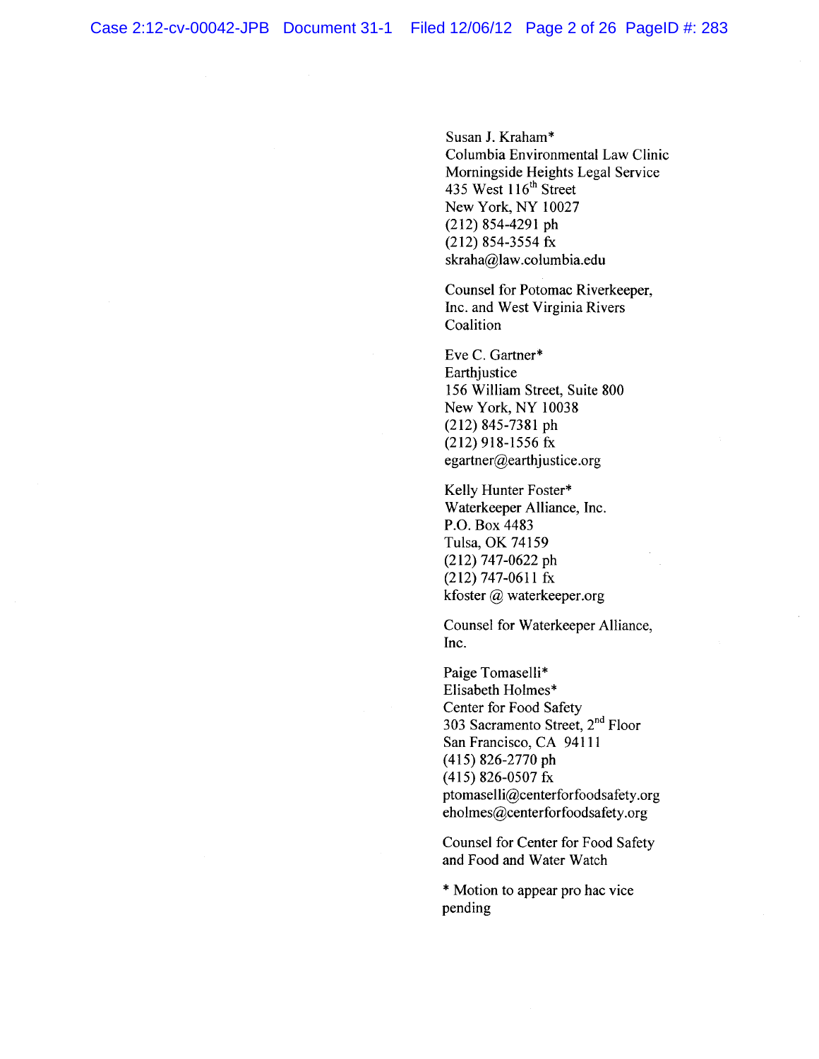Susan J. Kraham*
Columbia Environmental Law Clinic
Morningside Heights Legal Service
435 West 116th Street
New York, NY 10027
(212) 854-4291 ph
(212) 854-3554 fx
skraha@law.columbia.edu

Counsel for Potomac Riverkeeper, Inc. and West Virginia Rivers Coalition

Eve C. Gartner*
Earthjustice
156 William Street, Suite 800
New York, NY 10038
(212) 845-7381 ph
(212) 918-1556 fx
egartner@earthjustice.org

Kelly Hunter Foster*
Waterkeeper Alliance, Inc.
P.O. Box 4483
Tulsa, OK 74159
(212) 747-0622 ph
(212) 747-0611 fx
kfoster @ waterkeeper.org

Counsel for Waterkeeper Alliance, Inc.

Paige Tomaselli*
Elisabeth Holmes*
Center for Food Safety
303 Sacramento Street, 2nd Floor
San Francisco, CA 94111
(415) 826-2770 ph
(415) 826-0507 fx
ptomaselli@centerforfoodsafety.org
eholmes@centerforfoodsafety.org

Counsel for Center for Food Safety and Food and Water Watch

* Motion to appear pro hac vice pending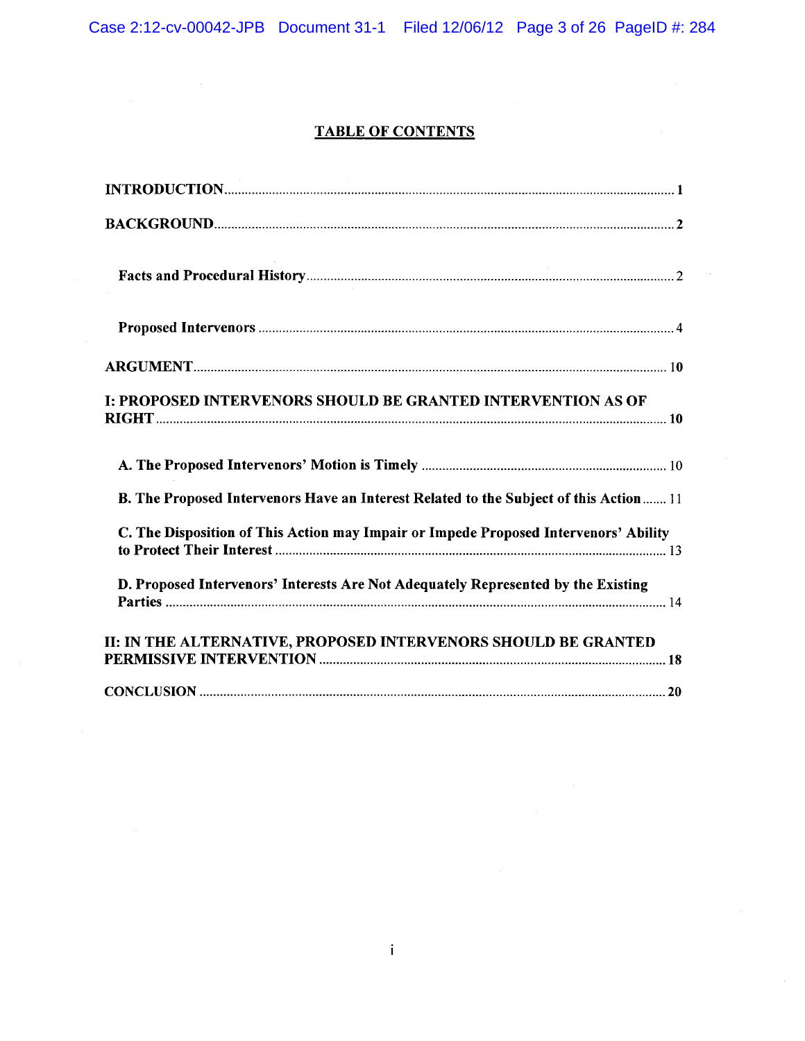# TABLE OF CONTENTS

**INTRODUCTION** .......... 1

**BACKGROUND** .......... 2

**Facts and Procedural History** .......... 2

**Proposed Intervenors** .......... 4

**ARGUMENT** .......... 10

**I: PROPOSED INTERVENORS SHOULD BE GRANTED INTERVENTION AS OF RIGHT** .......... 10

**A. The Proposed Intervenors' Motion is Timely** .......... 10

**B. The Proposed Intervenors Have an Interest Related to the Subject of this Action** .......... 11

**C. The Disposition of This Action may Impair or Impede Proposed Intervenors' Ability to Protect Their Interest** .......... 13

**D. Proposed Intervenors' Interests Are Not Adequately Represented by the Existing Parties** .......... 14

**II: IN THE ALTERNATIVE, PROPOSED INTERVENORS SHOULD BE GRANTED PERMISSIVE INTERVENTION** .......... 18

**CONCLUSION** .......... 20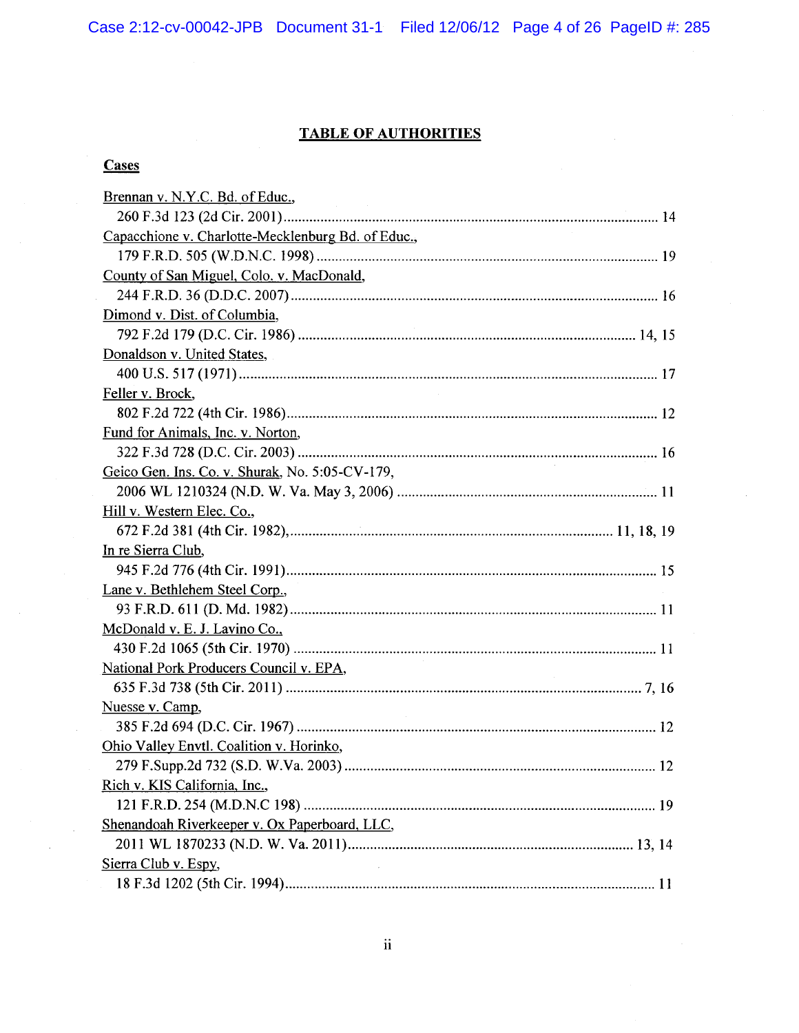## TABLE OF AUTHORITIES

### Cases

Brennan v. N.Y.C. Bd. of Educ.,
260 F.3d 123 (2d Cir. 2001) ..................................................................... 14

Capacchione v. Charlotte-Mecklenburg Bd. of Educ.,
179 F.R.D. 505 (W.D.N.C. 1998) ............................................................. 19

County of San Miguel, Colo. v. MacDonald,
244 F.R.D. 36 (D.D.C. 2007) ..................................................................... 16

Dimond v. Dist. of Columbia,
792 F.2d 179 (D.C. Cir. 1986) ................................................................. 14, 15

Donaldson v. United States,
400 U.S. 517 (1971) .................................................................................. 17

Feller v. Brock,
802 F.2d 722 (4th Cir. 1986) ..................................................................... 12

Fund for Animals, Inc. v. Norton,
322 F.3d 728 (D.C. Cir. 2003) ................................................................... 16

Geico Gen. Ins. Co. v. Shurak, No. 5:05-CV-179,
2006 WL 1210324 (N.D. W. Va. May 3, 2006) ......................................... 11

Hill v. Western Elec. Co.,
672 F.2d 381 (4th Cir. 1982), ........................................................... 11, 18, 19

In re Sierra Club,
945 F.2d 776 (4th Cir. 1991) ..................................................................... 15

Lane v. Bethlehem Steel Corp.,
93 F.R.D. 611 (D. Md. 1982) .................................................................... 11

McDonald v. E. J. Lavino Co.,
430 F.2d 1065 (5th Cir. 1970) ................................................................... 11

National Pork Producers Council v. EPA,
635 F.3d 738 (5th Cir. 2011) ................................................................. 7, 16

Nuesse v. Camp,
385 F.2d 694 (D.C. Cir. 1967) ................................................................... 12

Ohio Valley Envtl. Coalition v. Horinko,
279 F.Supp.2d 732 (S.D. W.Va. 2003) ...................................................... 12

Rich v. KIS California, Inc.,
121 F.R.D. 254 (M.D.N.C 198) ................................................................. 19

Shenandoah Riverkeeper v. Ox Paperboard, LLC,
2011 WL 1870233 (N.D. W. Va. 2011) ................................................. 13, 14

Sierra Club v. Espy,
18 F.3d 1202 (5th Cir. 1994) ..................................................................... 11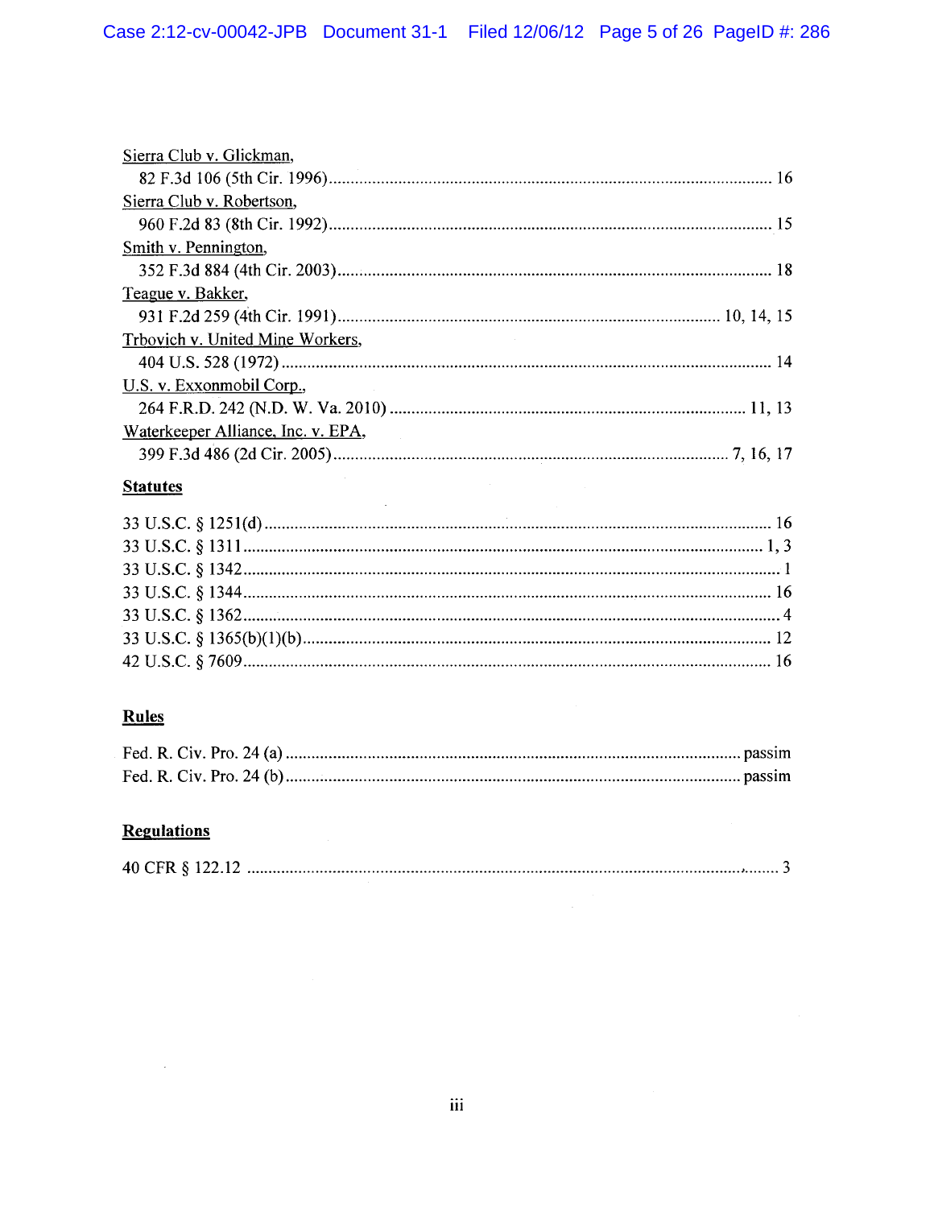Sierra Club v. Glickman,
82 F.3d 106 (5th Cir. 1996) .......................................................................................... 16

Sierra Club v. Robertson,
960 F.2d 83 (8th Cir. 1992) .......................................................................................... 15

Smith v. Pennington,
352 F.3d 884 (4th Cir. 2003) .......................................................................................... 18

Teague v. Bakker,
931 F.2d 259 (4th Cir. 1991) .......................................................................................... 10, 14, 15

Trbovich v. United Mine Workers,
404 U.S. 528 (1972) .......................................................................................... 14

U.S. v. Exxonmobil Corp.,
264 F.R.D. 242 (N.D. W. Va. 2010) .......................................................................................... 11, 13

Waterkeeper Alliance, Inc. v. EPA,
399 F.3d 486 (2d Cir. 2005) .......................................................................................... 7, 16, 17

**Statutes**

33 U.S.C. § 1251(d) .......................................................................................... 16
33 U.S.C. § 1311 .......................................................................................... 1, 3
33 U.S.C. § 1342 .......................................................................................... 1
33 U.S.C. § 1344 .......................................................................................... 16
33 U.S.C. § 1362 .......................................................................................... 4
33 U.S.C. § 1365(b)(1)(b) .......................................................................................... 12
42 U.S.C. § 7609 .......................................................................................... 16

**Rules**

Fed. R. Civ. Pro. 24 (a) .......................................................................................... passim
Fed. R. Civ. Pro. 24 (b) .......................................................................................... passim

**Regulations**

40 CFR § 122.12 .......................................................................................... 3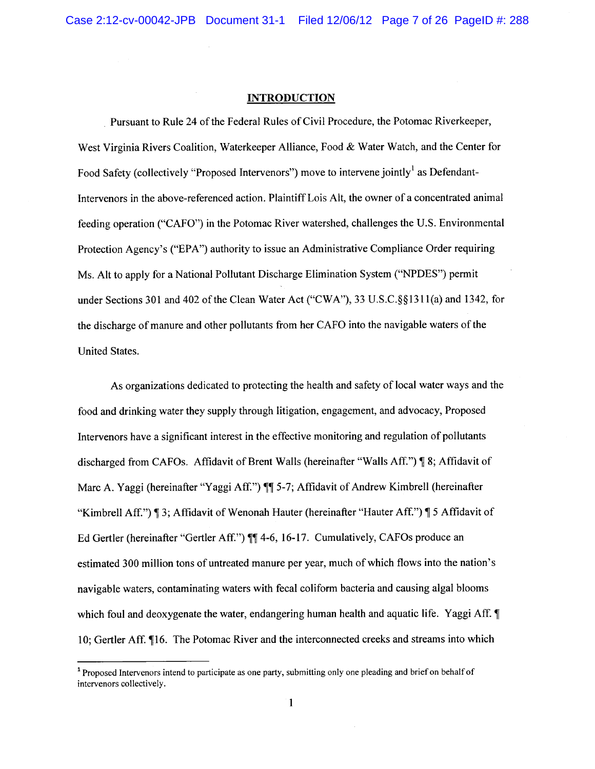## INTRODUCTION

Pursuant to Rule 24 of the Federal Rules of Civil Procedure, the Potomac Riverkeeper, West Virginia Rivers Coalition, Waterkeeper Alliance, Food & Water Watch, and the Center for Food Safety (collectively "Proposed Intervenors") move to intervene jointly[1] as Defendant-Intervenors in the above-referenced action. Plaintiff Lois Alt, the owner of a concentrated animal feeding operation ("CAFO") in the Potomac River watershed, challenges the U.S. Environmental Protection Agency's ("EPA") authority to issue an Administrative Compliance Order requiring Ms. Alt to apply for a National Pollutant Discharge Elimination System ("NPDES") permit under Sections 301 and 402 of the Clean Water Act ("CWA"), 33 U.S.C.§§1311(a) and 1342, for the discharge of manure and other pollutants from her CAFO into the navigable waters of the United States.

As organizations dedicated to protecting the health and safety of local water ways and the food and drinking water they supply through litigation, engagement, and advocacy, Proposed Intervenors have a significant interest in the effective monitoring and regulation of pollutants discharged from CAFOs. Affidavit of Brent Walls (hereinafter "Walls Aff.") ¶ 8; Affidavit of Marc A. Yaggi (hereinafter "Yaggi Aff.") ¶¶ 5-7; Affidavit of Andrew Kimbrell (hereinafter "Kimbrell Aff.") ¶ 3; Affidavit of Wenonah Hauter (hereinafter "Hauter Aff.") ¶ 5 Affidavit of Ed Gertler (hereinafter "Gertler Aff.") ¶¶ 4-6, 16-17. Cumulatively, CAFOs produce an estimated 300 million tons of untreated manure per year, much of which flows into the nation's navigable waters, contaminating waters with fecal coliform bacteria and causing algal blooms which foul and deoxygenate the water, endangering human health and aquatic life. Yaggi Aff. ¶ 10; Gertler Aff. ¶16. The Potomac River and the interconnected creeks and streams into which

---

[1] Proposed Intervenors intend to participate as one party, submitting only one pleading and brief on behalf of intervenors collectively.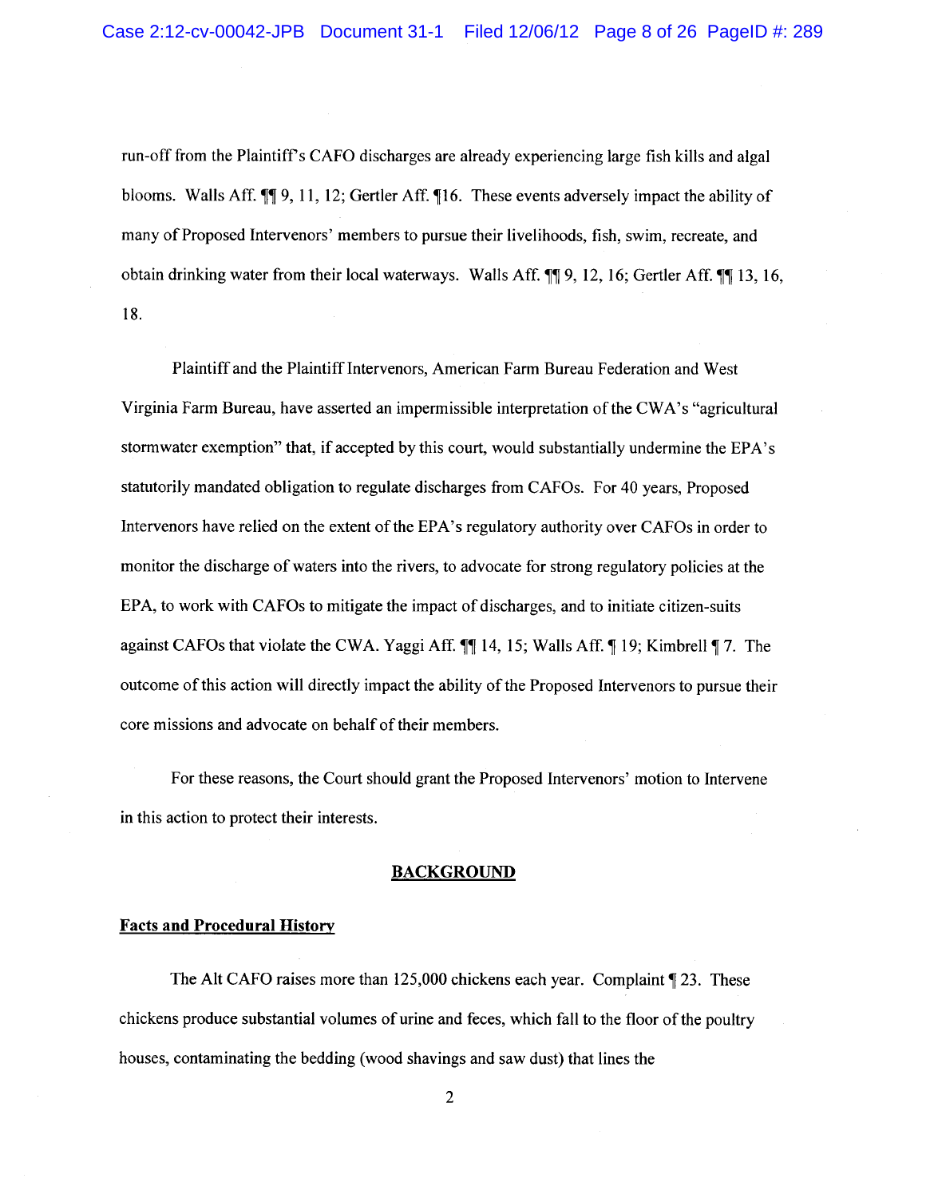run-off from the Plaintiff's CAFO discharges are already experiencing large fish kills and algal blooms. Walls Aff. ¶¶ 9, 11, 12; Gertler Aff. ¶16. These events adversely impact the ability of many of Proposed Intervenors' members to pursue their livelihoods, fish, swim, recreate, and obtain drinking water from their local waterways. Walls Aff. ¶¶ 9, 12, 16; Gertler Aff. ¶¶ 13, 16, 18.

Plaintiff and the Plaintiff Intervenors, American Farm Bureau Federation and West Virginia Farm Bureau, have asserted an impermissible interpretation of the CWA's "agricultural stormwater exemption" that, if accepted by this court, would substantially undermine the EPA's statutorily mandated obligation to regulate discharges from CAFOs. For 40 years, Proposed Intervenors have relied on the extent of the EPA's regulatory authority over CAFOs in order to monitor the discharge of waters into the rivers, to advocate for strong regulatory policies at the EPA, to work with CAFOs to mitigate the impact of discharges, and to initiate citizen-suits against CAFOs that violate the CWA. Yaggi Aff. ¶¶ 14, 15; Walls Aff. ¶ 19; Kimbrell ¶ 7. The outcome of this action will directly impact the ability of the Proposed Intervenors to pursue their core missions and advocate on behalf of their members.

For these reasons, the Court should grant the Proposed Intervenors' motion to Intervene in this action to protect their interests.

## BACKGROUND

### Facts and Procedural History

The Alt CAFO raises more than 125,000 chickens each year. Complaint ¶ 23. These chickens produce substantial volumes of urine and feces, which fall to the floor of the poultry houses, contaminating the bedding (wood shavings and saw dust) that lines the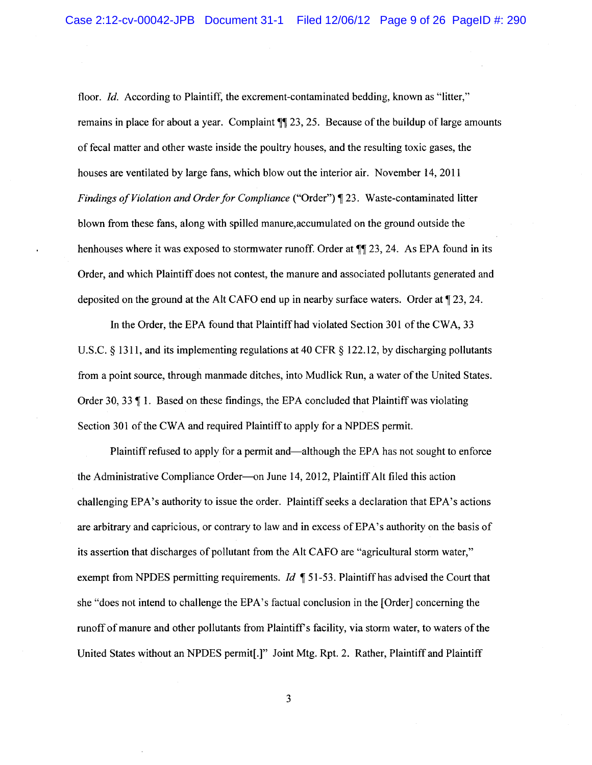floor. *Id.* According to Plaintiff, the excrement-contaminated bedding, known as "litter," remains in place for about a year. Complaint ¶¶ 23, 25. Because of the buildup of large amounts of fecal matter and other waste inside the poultry houses, and the resulting toxic gases, the houses are ventilated by large fans, which blow out the interior air. November 14, 2011 *Findings of Violation and Order for Compliance* ("Order") ¶ 23. Waste-contaminated litter blown from these fans, along with spilled manure,accumulated on the ground outside the henhouses where it was exposed to stormwater runoff. Order at ¶¶ 23, 24. As EPA found in its Order, and which Plaintiff does not contest, the manure and associated pollutants generated and deposited on the ground at the Alt CAFO end up in nearby surface waters. Order at ¶ 23, 24.

In the Order, the EPA found that Plaintiff had violated Section 301 of the CWA, 33 U.S.C. § 1311, and its implementing regulations at 40 CFR § 122.12, by discharging pollutants from a point source, through manmade ditches, into Mudlick Run, a water of the United States. Order 30, 33 ¶ 1. Based on these findings, the EPA concluded that Plaintiff was violating Section 301 of the CWA and required Plaintiff to apply for a NPDES permit.

Plaintiff refused to apply for a permit and—although the EPA has not sought to enforce the Administrative Compliance Order—on June 14, 2012, Plaintiff Alt filed this action challenging EPA's authority to issue the order. Plaintiff seeks a declaration that EPA's actions are arbitrary and capricious, or contrary to law and in excess of EPA's authority on the basis of its assertion that discharges of pollutant from the Alt CAFO are "agricultural storm water," exempt from NPDES permitting requirements. *Id* ¶ 51-53. Plaintiff has advised the Court that she "does not intend to challenge the EPA's factual conclusion in the [Order] concerning the runoff of manure and other pollutants from Plaintiff's facility, via storm water, to waters of the United States without an NPDES permit[.]" Joint Mtg. Rpt. 2. Rather, Plaintiff and Plaintiff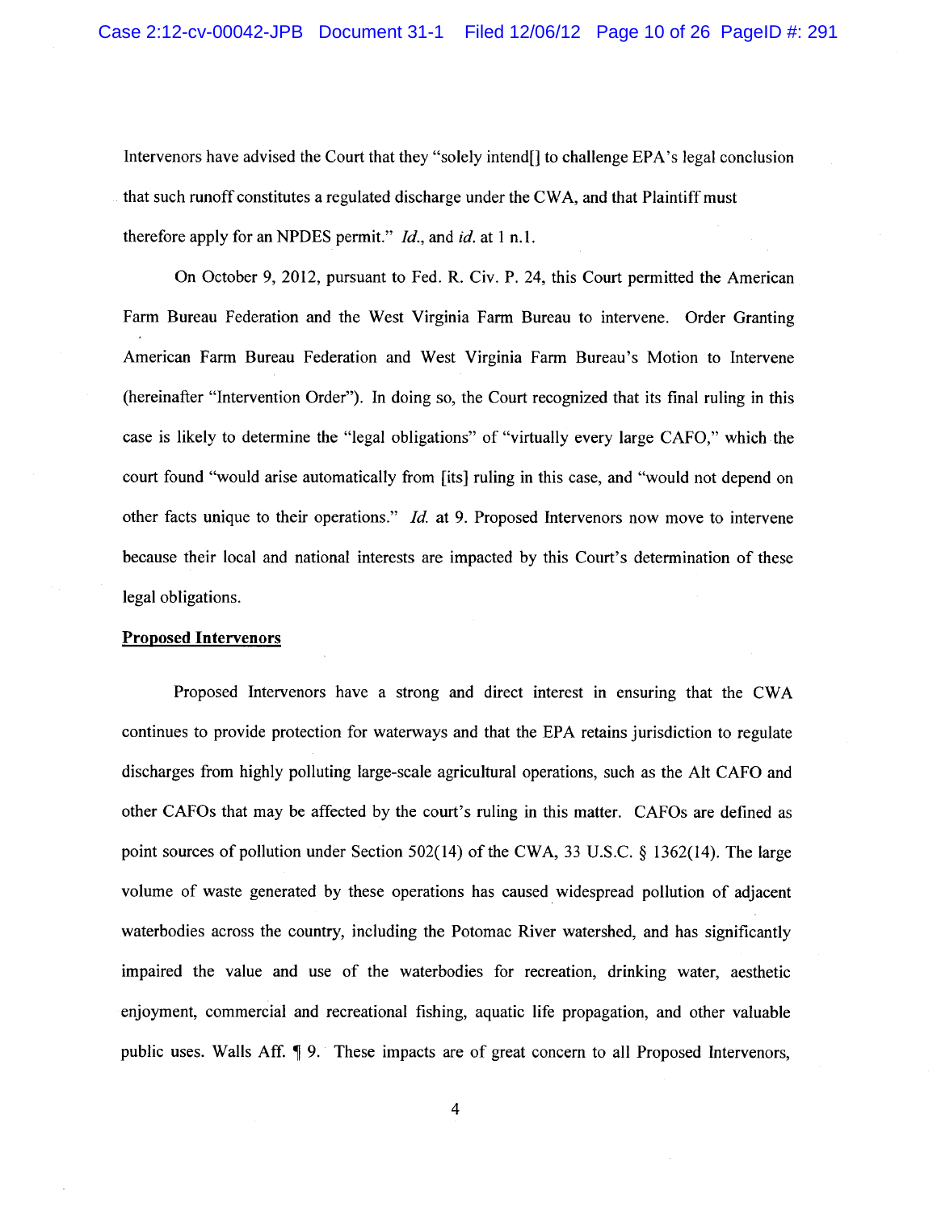Intervenors have advised the Court that they "solely intend[] to challenge EPA's legal conclusion that such runoff constitutes a regulated discharge under the CWA, and that Plaintiff must therefore apply for an NPDES permit." *Id.*, and *id.* at 1 n.1.

On October 9, 2012, pursuant to Fed. R. Civ. P. 24, this Court permitted the American Farm Bureau Federation and the West Virginia Farm Bureau to intervene. Order Granting American Farm Bureau Federation and West Virginia Farm Bureau's Motion to Intervene (hereinafter "Intervention Order"). In doing so, the Court recognized that its final ruling in this case is likely to determine the "legal obligations" of "virtually every large CAFO," which the court found "would arise automatically from [its] ruling in this case, and "would not depend on other facts unique to their operations." *Id.* at 9. Proposed Intervenors now move to intervene because their local and national interests are impacted by this Court's determination of these legal obligations.

**Proposed Intervenors**

Proposed Intervenors have a strong and direct interest in ensuring that the CWA continues to provide protection for waterways and that the EPA retains jurisdiction to regulate discharges from highly polluting large-scale agricultural operations, such as the Alt CAFO and other CAFOs that may be affected by the court's ruling in this matter. CAFOs are defined as point sources of pollution under Section 502(14) of the CWA, 33 U.S.C. § 1362(14). The large volume of waste generated by these operations has caused widespread pollution of adjacent waterbodies across the country, including the Potomac River watershed, and has significantly impaired the value and use of the waterbodies for recreation, drinking water, aesthetic enjoyment, commercial and recreational fishing, aquatic life propagation, and other valuable public uses. Walls Aff. ¶ 9. These impacts are of great concern to all Proposed Intervenors,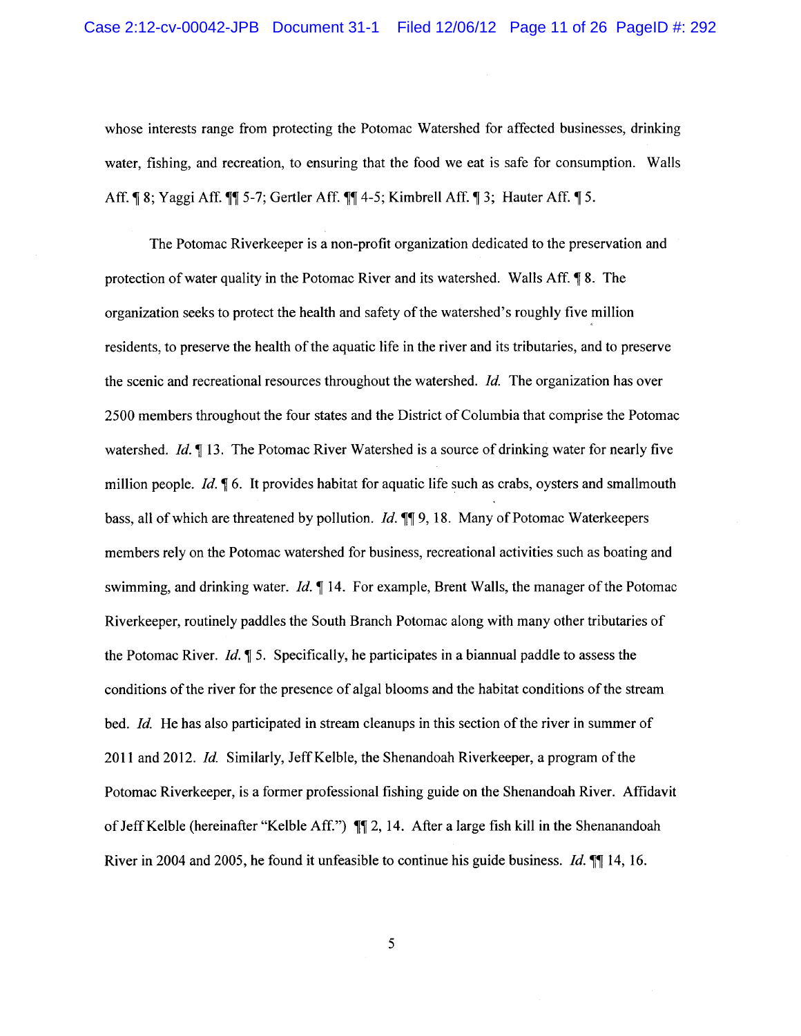whose interests range from protecting the Potomac Watershed for affected businesses, drinking water, fishing, and recreation, to ensuring that the food we eat is safe for consumption. Walls Aff. ¶ 8; Yaggi Aff. ¶¶ 5-7; Gertler Aff. ¶¶ 4-5; Kimbrell Aff. ¶ 3; Hauter Aff. ¶ 5.

The Potomac Riverkeeper is a non-profit organization dedicated to the preservation and protection of water quality in the Potomac River and its watershed. Walls Aff. ¶ 8. The organization seeks to protect the health and safety of the watershed's roughly five million residents, to preserve the health of the aquatic life in the river and its tributaries, and to preserve the scenic and recreational resources throughout the watershed. *Id.* The organization has over 2500 members throughout the four states and the District of Columbia that comprise the Potomac watershed. *Id.* ¶ 13. The Potomac River Watershed is a source of drinking water for nearly five million people. *Id.* ¶ 6. It provides habitat for aquatic life such as crabs, oysters and smallmouth bass, all of which are threatened by pollution. *Id.* ¶¶ 9, 18. Many of Potomac Waterkeepers members rely on the Potomac watershed for business, recreational activities such as boating and swimming, and drinking water. *Id.* ¶ 14. For example, Brent Walls, the manager of the Potomac Riverkeeper, routinely paddles the South Branch Potomac along with many other tributaries of the Potomac River. *Id.* ¶ 5. Specifically, he participates in a biannual paddle to assess the conditions of the river for the presence of algal blooms and the habitat conditions of the stream bed. *Id.* He has also participated in stream cleanups in this section of the river in summer of 2011 and 2012. *Id.* Similarly, Jeff Kelble, the Shenandoah Riverkeeper, a program of the Potomac Riverkeeper, is a former professional fishing guide on the Shenandoah River. Affidavit of Jeff Kelble (hereinafter "Kelble Aff.") ¶¶ 2, 14. After a large fish kill in the Shenanandoah River in 2004 and 2005, he found it unfeasible to continue his guide business. *Id.* ¶¶ 14, 16.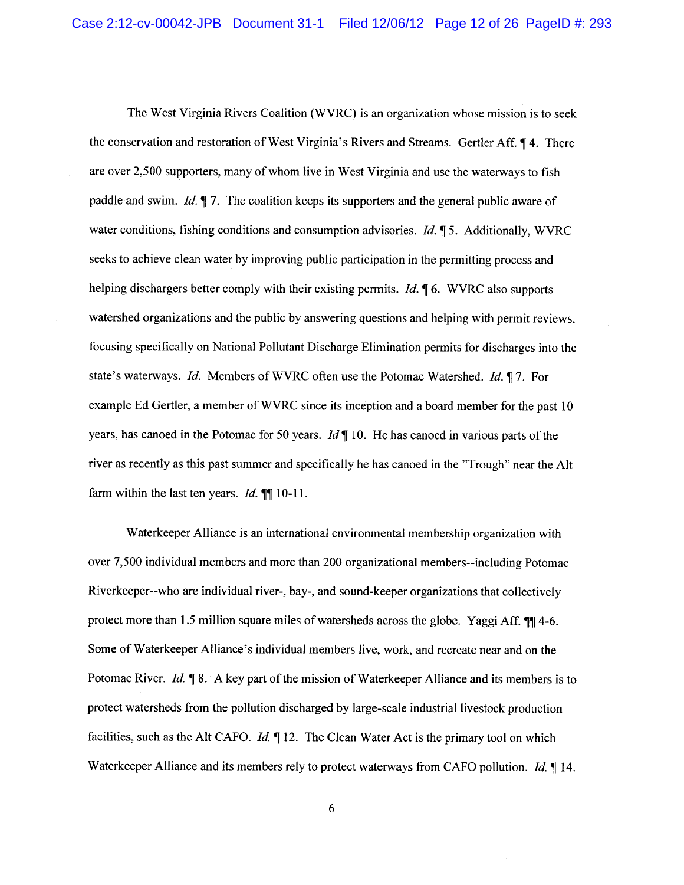The West Virginia Rivers Coalition (WVRC) is an organization whose mission is to seek the conservation and restoration of West Virginia's Rivers and Streams. Gertler Aff. ¶ 4. There are over 2,500 supporters, many of whom live in West Virginia and use the waterways to fish paddle and swim. *Id.* ¶ 7. The coalition keeps its supporters and the general public aware of water conditions, fishing conditions and consumption advisories. *Id.* ¶ 5. Additionally, WVRC seeks to achieve clean water by improving public participation in the permitting process and helping dischargers better comply with their existing permits. *Id.* ¶ 6. WVRC also supports watershed organizations and the public by answering questions and helping with permit reviews, focusing specifically on National Pollutant Discharge Elimination permits for discharges into the state's waterways. *Id.* Members of WVRC often use the Potomac Watershed. *Id.* ¶ 7. For example Ed Gertler, a member of WVRC since its inception and a board member for the past 10 years, has canoed in the Potomac for 50 years. *Id* ¶ 10. He has canoed in various parts of the river as recently as this past summer and specifically he has canoed in the "Trough" near the Alt farm within the last ten years. *Id.* ¶¶ 10-11.

Waterkeeper Alliance is an international environmental membership organization with over 7,500 individual members and more than 200 organizational members--including Potomac Riverkeeper--who are individual river-, bay-, and sound-keeper organizations that collectively protect more than 1.5 million square miles of watersheds across the globe. Yaggi Aff. ¶¶ 4-6. Some of Waterkeeper Alliance's individual members live, work, and recreate near and on the Potomac River. *Id.* ¶ 8. A key part of the mission of Waterkeeper Alliance and its members is to protect watersheds from the pollution discharged by large-scale industrial livestock production facilities, such as the Alt CAFO. *Id.* ¶ 12. The Clean Water Act is the primary tool on which Waterkeeper Alliance and its members rely to protect waterways from CAFO pollution. *Id.* ¶ 14.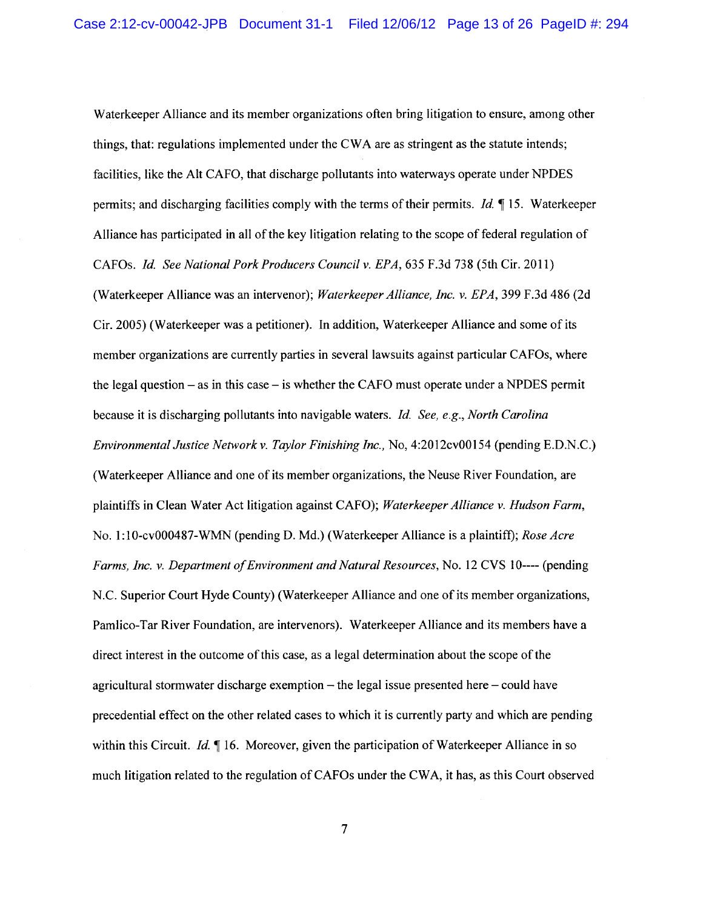Waterkeeper Alliance and its member organizations often bring litigation to ensure, among other things, that: regulations implemented under the CWA are as stringent as the statute intends; facilities, like the Alt CAFO, that discharge pollutants into waterways operate under NPDES permits; and discharging facilities comply with the terms of their permits. *Id.* ¶ 15. Waterkeeper Alliance has participated in all of the key litigation relating to the scope of federal regulation of CAFOs. *Id. See National Pork Producers Council v. EPA*, 635 F.3d 738 (5th Cir. 2011) (Waterkeeper Alliance was an intervenor); *Waterkeeper Alliance, Inc. v. EPA*, 399 F.3d 486 (2d Cir. 2005) (Waterkeeper was a petitioner). In addition, Waterkeeper Alliance and some of its member organizations are currently parties in several lawsuits against particular CAFOs, where the legal question – as in this case – is whether the CAFO must operate under a NPDES permit because it is discharging pollutants into navigable waters. *Id. See, e.g., North Carolina Environmental Justice Network v. Taylor Finishing Inc.*, No, 4:2012cv00154 (pending E.D.N.C.) (Waterkeeper Alliance and one of its member organizations, the Neuse River Foundation, are plaintiffs in Clean Water Act litigation against CAFO); *Waterkeeper Alliance v. Hudson Farm*, No. 1:10-cv000487-WMN (pending D. Md.) (Waterkeeper Alliance is a plaintiff); *Rose Acre Farms, Inc. v. Department of Environment and Natural Resources*, No. 12 CVS 10---- (pending N.C. Superior Court Hyde County) (Waterkeeper Alliance and one of its member organizations, Pamlico-Tar River Foundation, are intervenors). Waterkeeper Alliance and its members have a direct interest in the outcome of this case, as a legal determination about the scope of the agricultural stormwater discharge exemption – the legal issue presented here – could have precedential effect on the other related cases to which it is currently party and which are pending within this Circuit. *Id.* ¶ 16. Moreover, given the participation of Waterkeeper Alliance in so much litigation related to the regulation of CAFOs under the CWA, it has, as this Court observed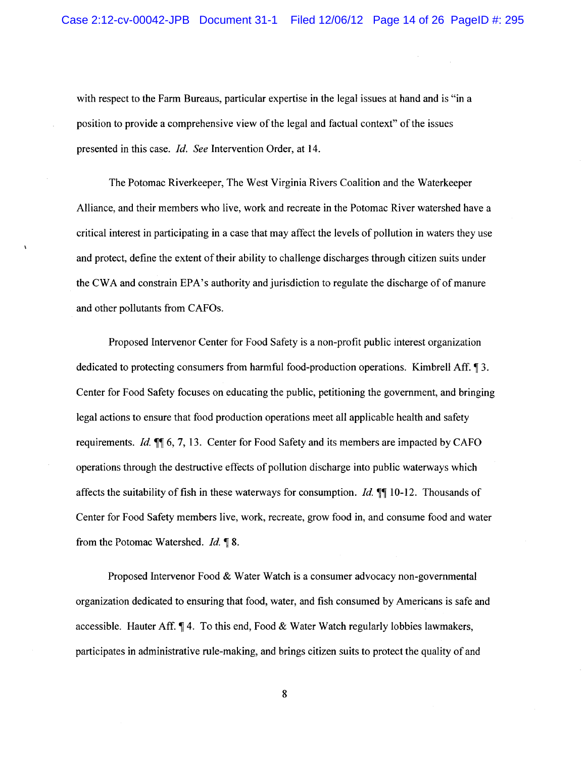with respect to the Farm Bureaus, particular expertise in the legal issues at hand and is "in a position to provide a comprehensive view of the legal and factual context" of the issues presented in this case. *Id. See* Intervention Order, at 14.

The Potomac Riverkeeper, The West Virginia Rivers Coalition and the Waterkeeper Alliance, and their members who live, work and recreate in the Potomac River watershed have a critical interest in participating in a case that may affect the levels of pollution in waters they use and protect, define the extent of their ability to challenge discharges through citizen suits under the CWA and constrain EPA's authority and jurisdiction to regulate the discharge of of manure and other pollutants from CAFOs.

Proposed Intervenor Center for Food Safety is a non-profit public interest organization dedicated to protecting consumers from harmful food-production operations. Kimbrell Aff. ¶ 3. Center for Food Safety focuses on educating the public, petitioning the government, and bringing legal actions to ensure that food production operations meet all applicable health and safety requirements. *Id.* ¶¶ 6, 7, 13. Center for Food Safety and its members are impacted by CAFO operations through the destructive effects of pollution discharge into public waterways which affects the suitability of fish in these waterways for consumption. *Id.* ¶¶ 10-12. Thousands of Center for Food Safety members live, work, recreate, grow food in, and consume food and water from the Potomac Watershed. *Id.* ¶ 8.

Proposed Intervenor Food & Water Watch is a consumer advocacy non-governmental organization dedicated to ensuring that food, water, and fish consumed by Americans is safe and accessible. Hauter Aff. ¶ 4. To this end, Food & Water Watch regularly lobbies lawmakers, participates in administrative rule-making, and brings citizen suits to protect the quality of and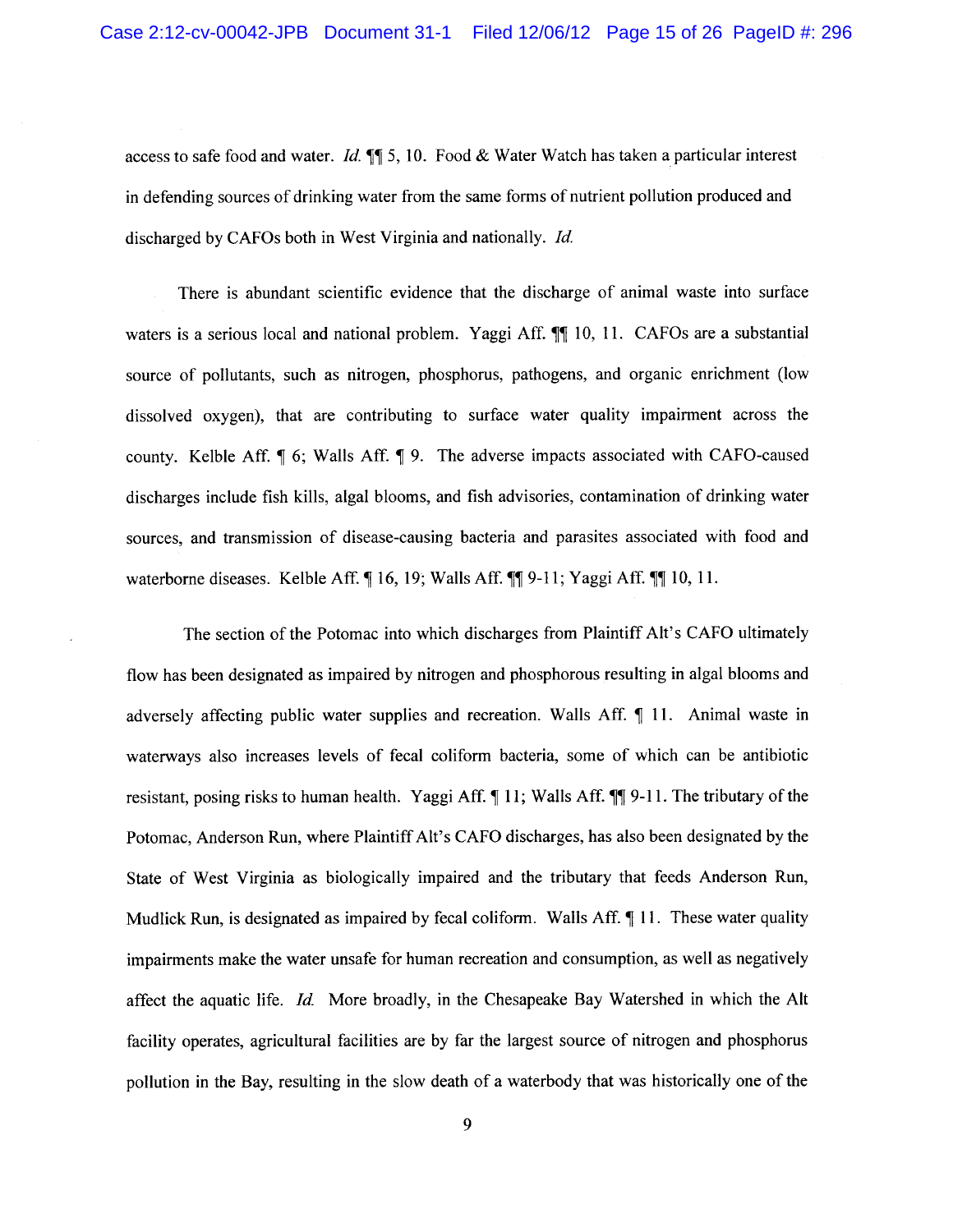access to safe food and water. *Id.* ¶¶ 5, 10. Food & Water Watch has taken a particular interest in defending sources of drinking water from the same forms of nutrient pollution produced and discharged by CAFOs both in West Virginia and nationally. *Id.*

There is abundant scientific evidence that the discharge of animal waste into surface waters is a serious local and national problem. Yaggi Aff. ¶¶ 10, 11. CAFOs are a substantial source of pollutants, such as nitrogen, phosphorus, pathogens, and organic enrichment (low dissolved oxygen), that are contributing to surface water quality impairment across the county. Kelble Aff. ¶ 6; Walls Aff. ¶ 9. The adverse impacts associated with CAFO-caused discharges include fish kills, algal blooms, and fish advisories, contamination of drinking water sources, and transmission of disease-causing bacteria and parasites associated with food and waterborne diseases. Kelble Aff. ¶ 16, 19; Walls Aff. ¶¶ 9-11; Yaggi Aff. ¶¶ 10, 11.

The section of the Potomac into which discharges from Plaintiff Alt's CAFO ultimately flow has been designated as impaired by nitrogen and phosphorous resulting in algal blooms and adversely affecting public water supplies and recreation. Walls Aff. ¶ 11. Animal waste in waterways also increases levels of fecal coliform bacteria, some of which can be antibiotic resistant, posing risks to human health. Yaggi Aff. ¶ 11; Walls Aff. ¶¶ 9-11. The tributary of the Potomac, Anderson Run, where Plaintiff Alt's CAFO discharges, has also been designated by the State of West Virginia as biologically impaired and the tributary that feeds Anderson Run, Mudlick Run, is designated as impaired by fecal coliform. Walls Aff. ¶ 11. These water quality impairments make the water unsafe for human recreation and consumption, as well as negatively affect the aquatic life. *Id.* More broadly, in the Chesapeake Bay Watershed in which the Alt facility operates, agricultural facilities are by far the largest source of nitrogen and phosphorus pollution in the Bay, resulting in the slow death of a waterbody that was historically one of the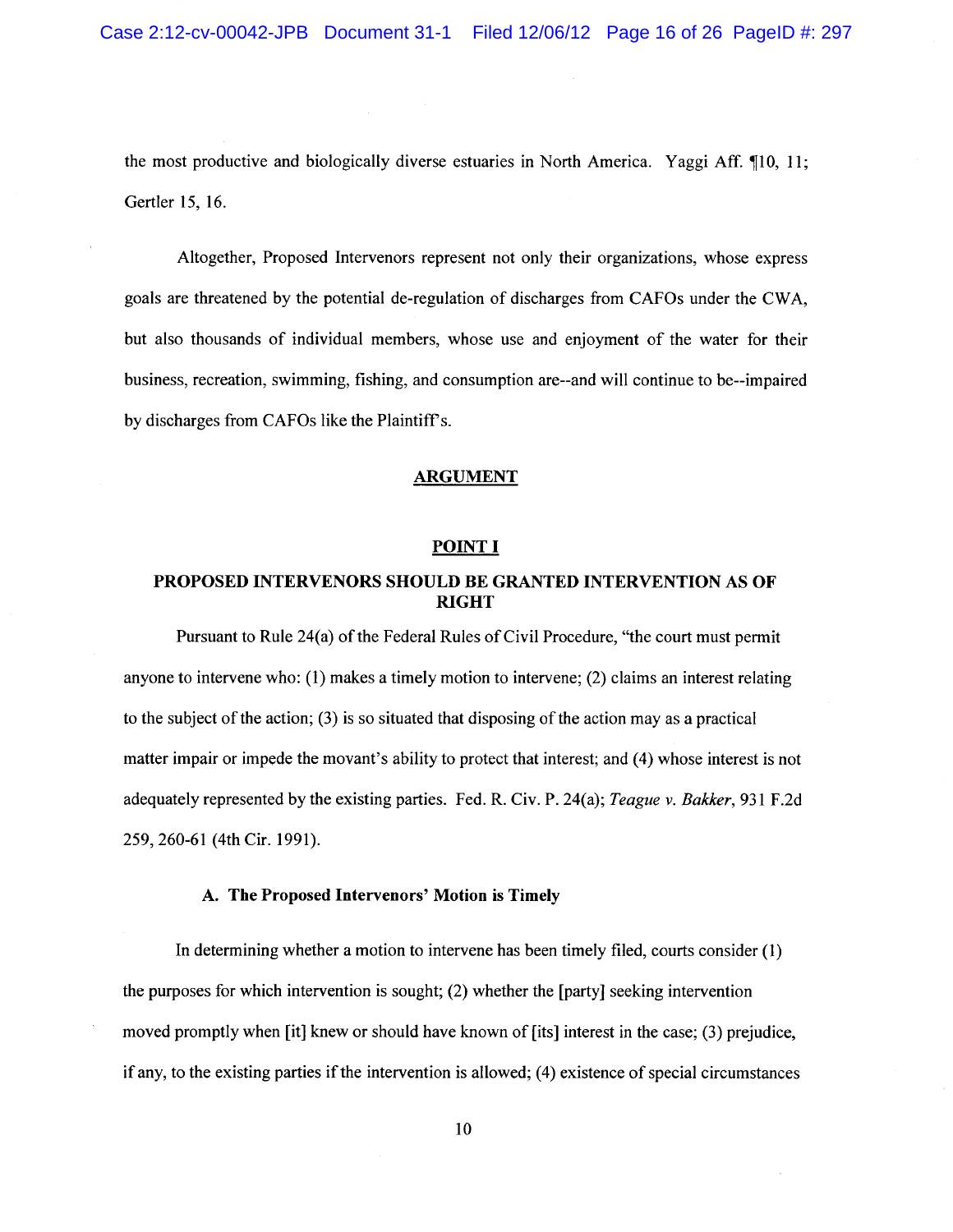the most productive and biologically diverse estuaries in North America. Yaggi Aff. ¶10, 11; Gertler 15, 16.

Altogether, Proposed Intervenors represent not only their organizations, whose express goals are threatened by the potential de-regulation of discharges from CAFOs under the CWA, but also thousands of individual members, whose use and enjoyment of the water for their business, recreation, swimming, fishing, and consumption are--and will continue to be--impaired by discharges from CAFOs like the Plaintiff's.

## ARGUMENT

### POINT I

### PROPOSED INTERVENORS SHOULD BE GRANTED INTERVENTION AS OF RIGHT

Pursuant to Rule 24(a) of the Federal Rules of Civil Procedure, "the court must permit anyone to intervene who: (1) makes a timely motion to intervene; (2) claims an interest relating to the subject of the action; (3) is so situated that disposing of the action may as a practical matter impair or impede the movant's ability to protect that interest; and (4) whose interest is not adequately represented by the existing parties. Fed. R. Civ. P. 24(a); *Teague v. Bakker*, 931 F.2d 259, 260-61 (4th Cir. 1991).

#### A. The Proposed Intervenors' Motion is Timely

In determining whether a motion to intervene has been timely filed, courts consider (1) the purposes for which intervention is sought; (2) whether the [party] seeking intervention moved promptly when [it] knew or should have known of [its] interest in the case; (3) prejudice, if any, to the existing parties if the intervention is allowed; (4) existence of special circumstances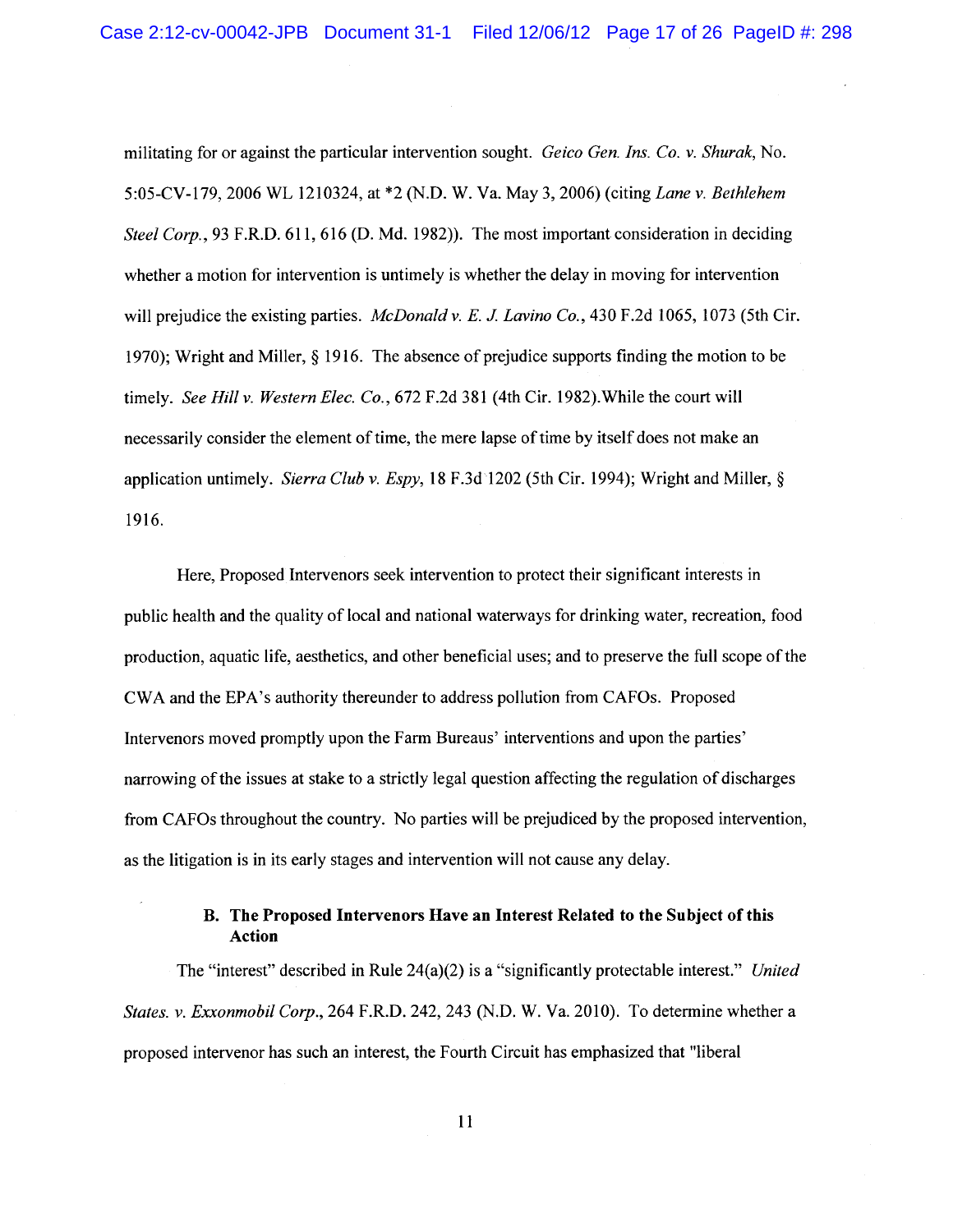militating for or against the particular intervention sought. *Geico Gen. Ins. Co. v. Shurak*, No. 5:05-CV-179, 2006 WL 1210324, at *2 (N.D. W. Va. May 3, 2006) (citing *Lane v. Bethlehem Steel Corp.*, 93 F.R.D. 611, 616 (D. Md. 1982)). The most important consideration in deciding whether a motion for intervention is untimely is whether the delay in moving for intervention will prejudice the existing parties. *McDonald v. E. J. Lavino Co.*, 430 F.2d 1065, 1073 (5th Cir. 1970); Wright and Miller, § 1916. The absence of prejudice supports finding the motion to be timely. *See Hill v. Western Elec. Co.*, 672 F.2d 381 (4th Cir. 1982).While the court will necessarily consider the element of time, the mere lapse of time by itself does not make an application untimely. *Sierra Club v. Espy*, 18 F.3d 1202 (5th Cir. 1994); Wright and Miller, § 1916.

Here, Proposed Intervenors seek intervention to protect their significant interests in public health and the quality of local and national waterways for drinking water, recreation, food production, aquatic life, aesthetics, and other beneficial uses; and to preserve the full scope of the CWA and the EPA's authority thereunder to address pollution from CAFOs. Proposed Intervenors moved promptly upon the Farm Bureaus' interventions and upon the parties' narrowing of the issues at stake to a strictly legal question affecting the regulation of discharges from CAFOs throughout the country. No parties will be prejudiced by the proposed intervention, as the litigation is in its early stages and intervention will not cause any delay.

### B. The Proposed Intervenors Have an Interest Related to the Subject of this Action

The "interest" described in Rule 24(a)(2) is a "significantly protectable interest." *United States. v. Exxonmobil Corp.*, 264 F.R.D. 242, 243 (N.D. W. Va. 2010). To determine whether a proposed intervenor has such an interest, the Fourth Circuit has emphasized that "liberal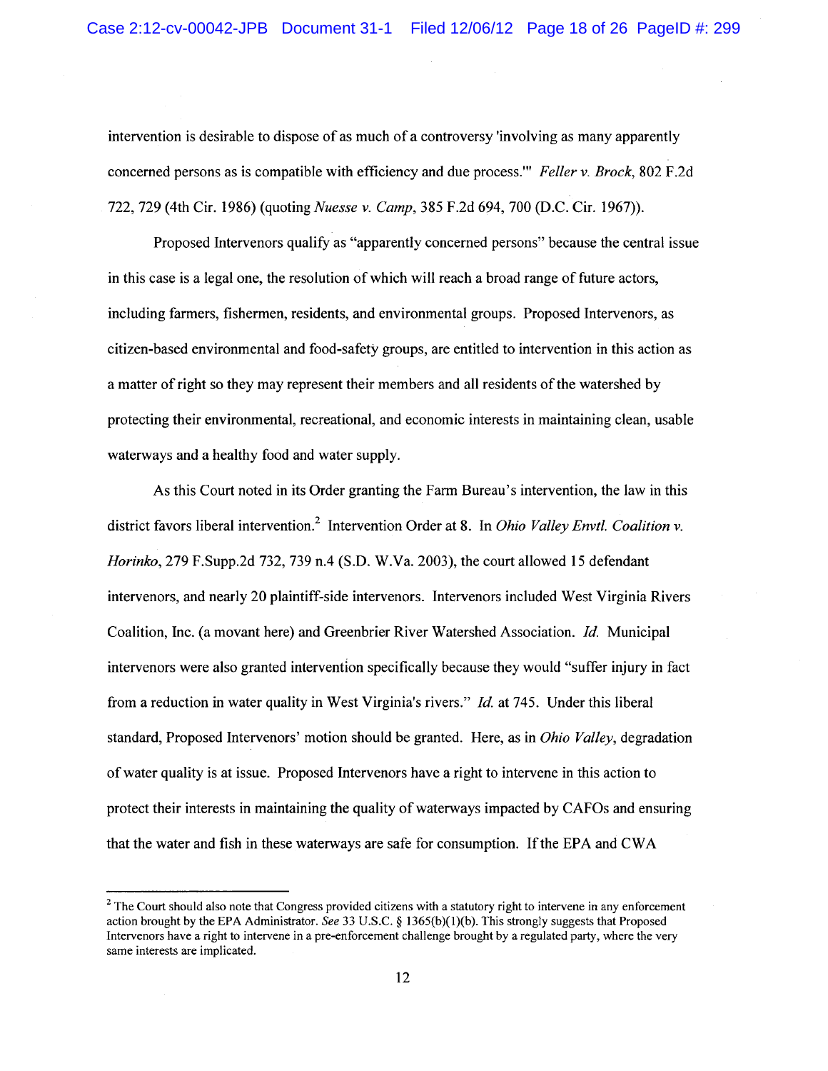intervention is desirable to dispose of as much of a controversy 'involving as many apparently concerned persons as is compatible with efficiency and due process.'" *Feller v. Brock*, 802 F.2d 722, 729 (4th Cir. 1986) (quoting *Nuesse v. Camp*, 385 F.2d 694, 700 (D.C. Cir. 1967)).

Proposed Intervenors qualify as "apparently concerned persons" because the central issue in this case is a legal one, the resolution of which will reach a broad range of future actors, including farmers, fishermen, residents, and environmental groups. Proposed Intervenors, as citizen-based environmental and food-safety groups, are entitled to intervention in this action as a matter of right so they may represent their members and all residents of the watershed by protecting their environmental, recreational, and economic interests in maintaining clean, usable waterways and a healthy food and water supply.

As this Court noted in its Order granting the Farm Bureau's intervention, the law in this district favors liberal intervention.[2] Intervention Order at 8. In *Ohio Valley Envtl. Coalition v. Horinko*, 279 F.Supp.2d 732, 739 n.4 (S.D. W.Va. 2003), the court allowed 15 defendant intervenors, and nearly 20 plaintiff-side intervenors. Intervenors included West Virginia Rivers Coalition, Inc. (a movant here) and Greenbrier River Watershed Association. *Id.* Municipal intervenors were also granted intervention specifically because they would "suffer injury in fact from a reduction in water quality in West Virginia's rivers." *Id.* at 745. Under this liberal standard, Proposed Intervenors' motion should be granted. Here, as in *Ohio Valley*, degradation of water quality is at issue. Proposed Intervenors have a right to intervene in this action to protect their interests in maintaining the quality of waterways impacted by CAFOs and ensuring that the water and fish in these waterways are safe for consumption. If the EPA and CWA

---

[2] The Court should also note that Congress provided citizens with a statutory right to intervene in any enforcement action brought by the EPA Administrator. *See* 33 U.S.C. § 1365(b)(1)(b). This strongly suggests that Proposed Intervenors have a right to intervene in a pre-enforcement challenge brought by a regulated party, where the very same interests are implicated.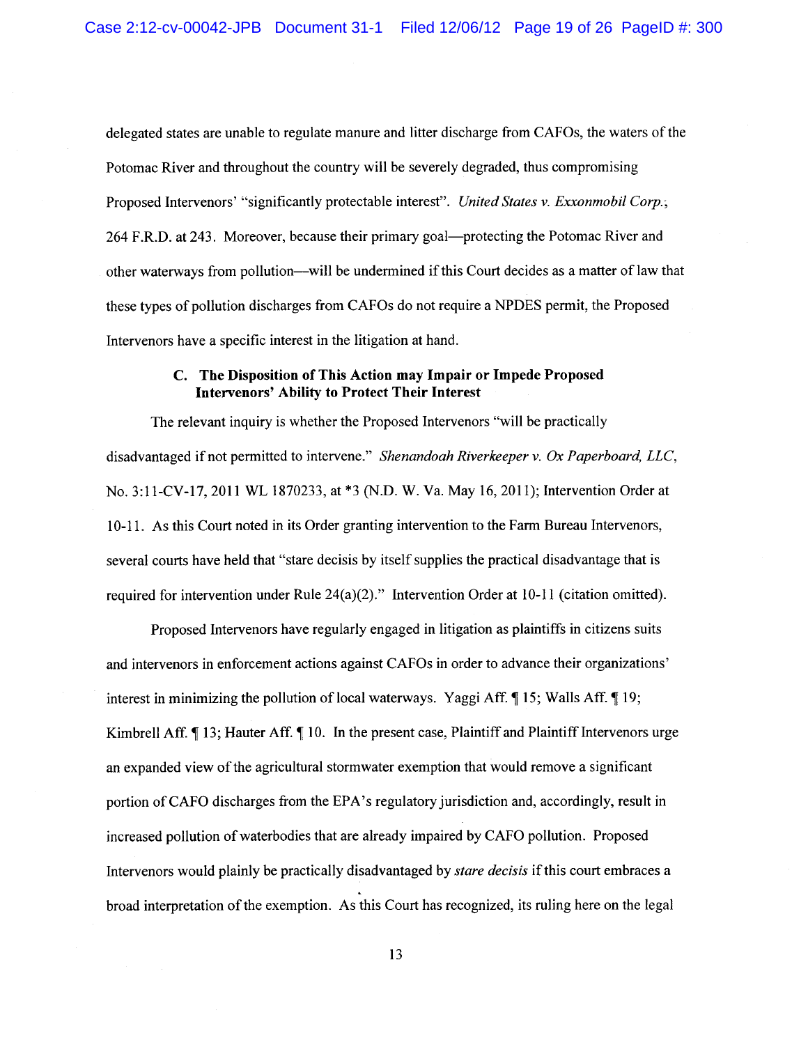delegated states are unable to regulate manure and litter discharge from CAFOs, the waters of the Potomac River and throughout the country will be severely degraded, thus compromising Proposed Intervenors' "significantly protectable interest". *United States v. Exxonmobil Corp.*, 264 F.R.D. at 243. Moreover, because their primary goal—protecting the Potomac River and other waterways from pollution—will be undermined if this Court decides as a matter of law that these types of pollution discharges from CAFOs do not require a NPDES permit, the Proposed Intervenors have a specific interest in the litigation at hand.

### C. The Disposition of This Action may Impair or Impede Proposed Intervenors' Ability to Protect Their Interest

The relevant inquiry is whether the Proposed Intervenors "will be practically disadvantaged if not permitted to intervene." *Shenandoah Riverkeeper v. Ox Paperboard, LLC*, No. 3:11-CV-17, 2011 WL 1870233, at *3 (N.D. W. Va. May 16, 2011); Intervention Order at 10-11. As this Court noted in its Order granting intervention to the Farm Bureau Intervenors, several courts have held that "stare decisis by itself supplies the practical disadvantage that is required for intervention under Rule 24(a)(2)." Intervention Order at 10-11 (citation omitted).

Proposed Intervenors have regularly engaged in litigation as plaintiffs in citizens suits and intervenors in enforcement actions against CAFOs in order to advance their organizations' interest in minimizing the pollution of local waterways. Yaggi Aff. ¶ 15; Walls Aff. ¶ 19; Kimbrell Aff. ¶ 13; Hauter Aff. ¶ 10. In the present case, Plaintiff and Plaintiff Intervenors urge an expanded view of the agricultural stormwater exemption that would remove a significant portion of CAFO discharges from the EPA's regulatory jurisdiction and, accordingly, result in increased pollution of waterbodies that are already impaired by CAFO pollution. Proposed Intervenors would plainly be practically disadvantaged by *stare decisis* if this court embraces a broad interpretation of the exemption. As this Court has recognized, its ruling here on the legal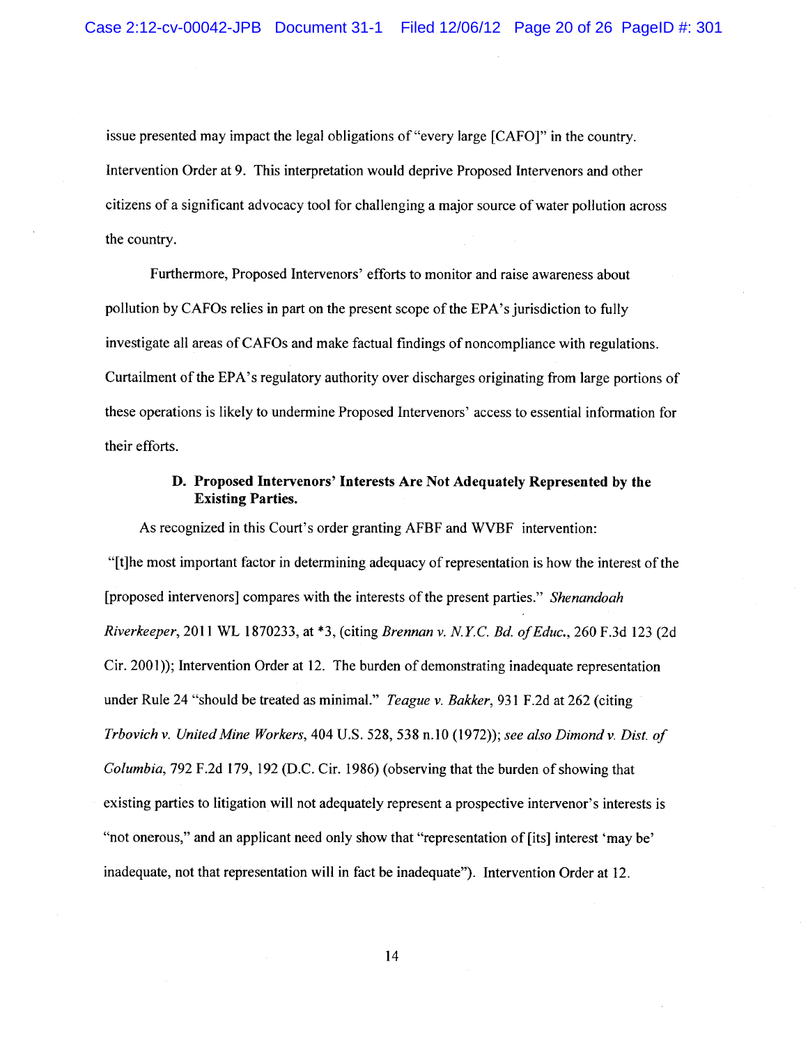issue presented may impact the legal obligations of "every large [CAFO]" in the country. Intervention Order at 9. This interpretation would deprive Proposed Intervenors and other citizens of a significant advocacy tool for challenging a major source of water pollution across the country.

Furthermore, Proposed Intervenors' efforts to monitor and raise awareness about pollution by CAFOs relies in part on the present scope of the EPA's jurisdiction to fully investigate all areas of CAFOs and make factual findings of noncompliance with regulations. Curtailment of the EPA's regulatory authority over discharges originating from large portions of these operations is likely to undermine Proposed Intervenors' access to essential information for their efforts.

### D. Proposed Intervenors' Interests Are Not Adequately Represented by the Existing Parties.

As recognized in this Court's order granting AFBF and WVBF intervention: "[t]he most important factor in determining adequacy of representation is how the interest of the [proposed intervenors] compares with the interests of the present parties." *Shenandoah Riverkeeper*, 2011 WL 1870233, at *3, (citing *Brennan v. N.Y.C. Bd. of Educ.*, 260 F.3d 123 (2d Cir. 2001)); Intervention Order at 12. The burden of demonstrating inadequate representation under Rule 24 "should be treated as minimal." *Teague v. Bakker*, 931 F.2d at 262 (citing *Trbovich v. United Mine Workers*, 404 U.S. 528, 538 n.10 (1972)); *see also Dimond v. Dist. of Columbia*, 792 F.2d 179, 192 (D.C. Cir. 1986) (observing that the burden of showing that existing parties to litigation will not adequately represent a prospective intervenor's interests is "not onerous," and an applicant need only show that "representation of [its] interest 'may be' inadequate, not that representation will in fact be inadequate"). Intervention Order at 12.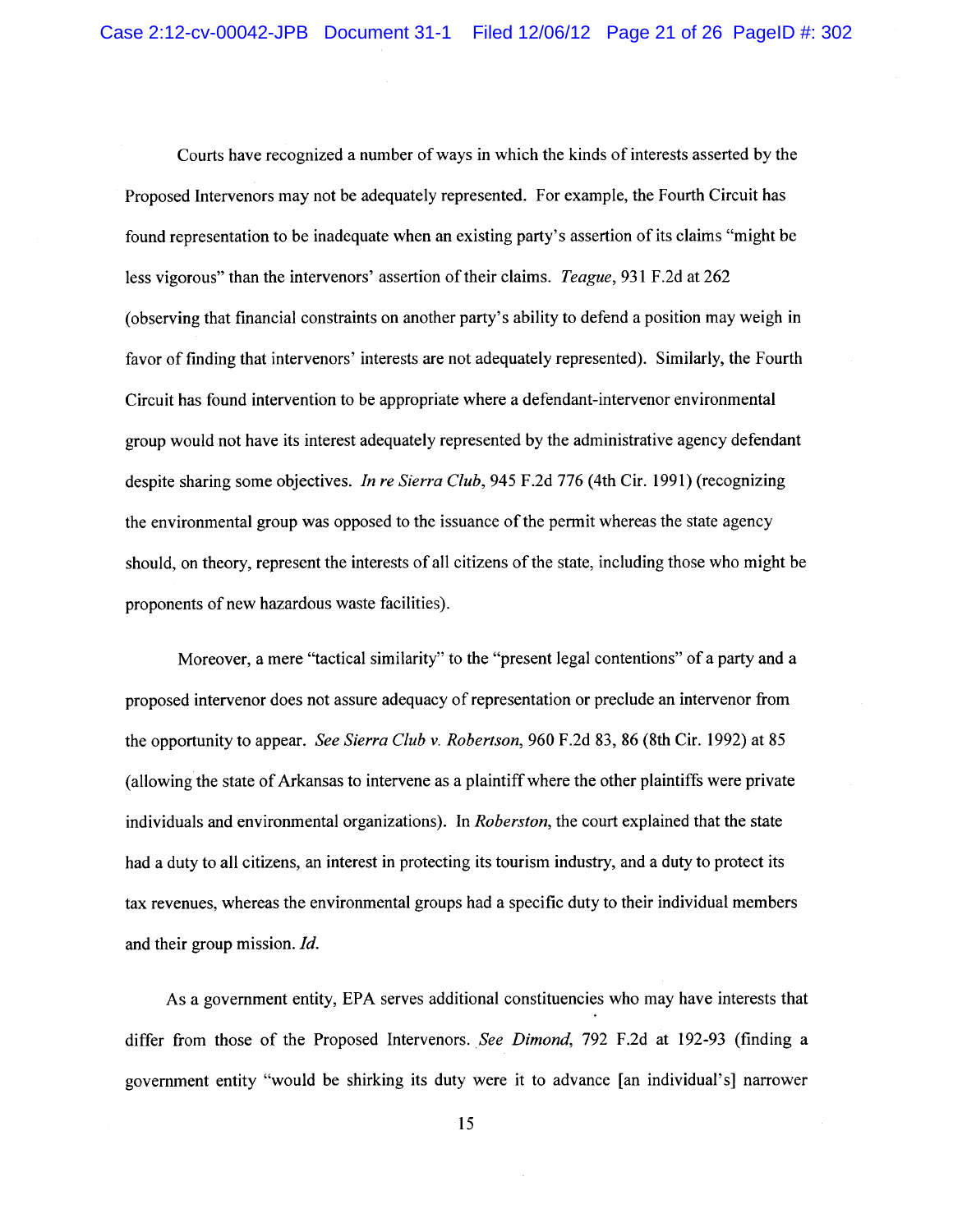Courts have recognized a number of ways in which the kinds of interests asserted by the Proposed Intervenors may not be adequately represented. For example, the Fourth Circuit has found representation to be inadequate when an existing party's assertion of its claims "might be less vigorous" than the intervenors' assertion of their claims. *Teague*, 931 F.2d at 262 (observing that financial constraints on another party's ability to defend a position may weigh in favor of finding that intervenors' interests are not adequately represented). Similarly, the Fourth Circuit has found intervention to be appropriate where a defendant-intervenor environmental group would not have its interest adequately represented by the administrative agency defendant despite sharing some objectives. *In re Sierra Club*, 945 F.2d 776 (4th Cir. 1991) (recognizing the environmental group was opposed to the issuance of the permit whereas the state agency should, on theory, represent the interests of all citizens of the state, including those who might be proponents of new hazardous waste facilities).

Moreover, a mere "tactical similarity" to the "present legal contentions" of a party and a proposed intervenor does not assure adequacy of representation or preclude an intervenor from the opportunity to appear. *See Sierra Club v. Robertson*, 960 F.2d 83, 86 (8th Cir. 1992) at 85 (allowing the state of Arkansas to intervene as a plaintiff where the other plaintiffs were private individuals and environmental organizations). In *Roberston*, the court explained that the state had a duty to all citizens, an interest in protecting its tourism industry, and a duty to protect its tax revenues, whereas the environmental groups had a specific duty to their individual members and their group mission. *Id.*

As a government entity, EPA serves additional constituencies who may have interests that differ from those of the Proposed Intervenors. *See Dimond*, 792 F.2d at 192-93 (finding a government entity "would be shirking its duty were it to advance [an individual's] narrower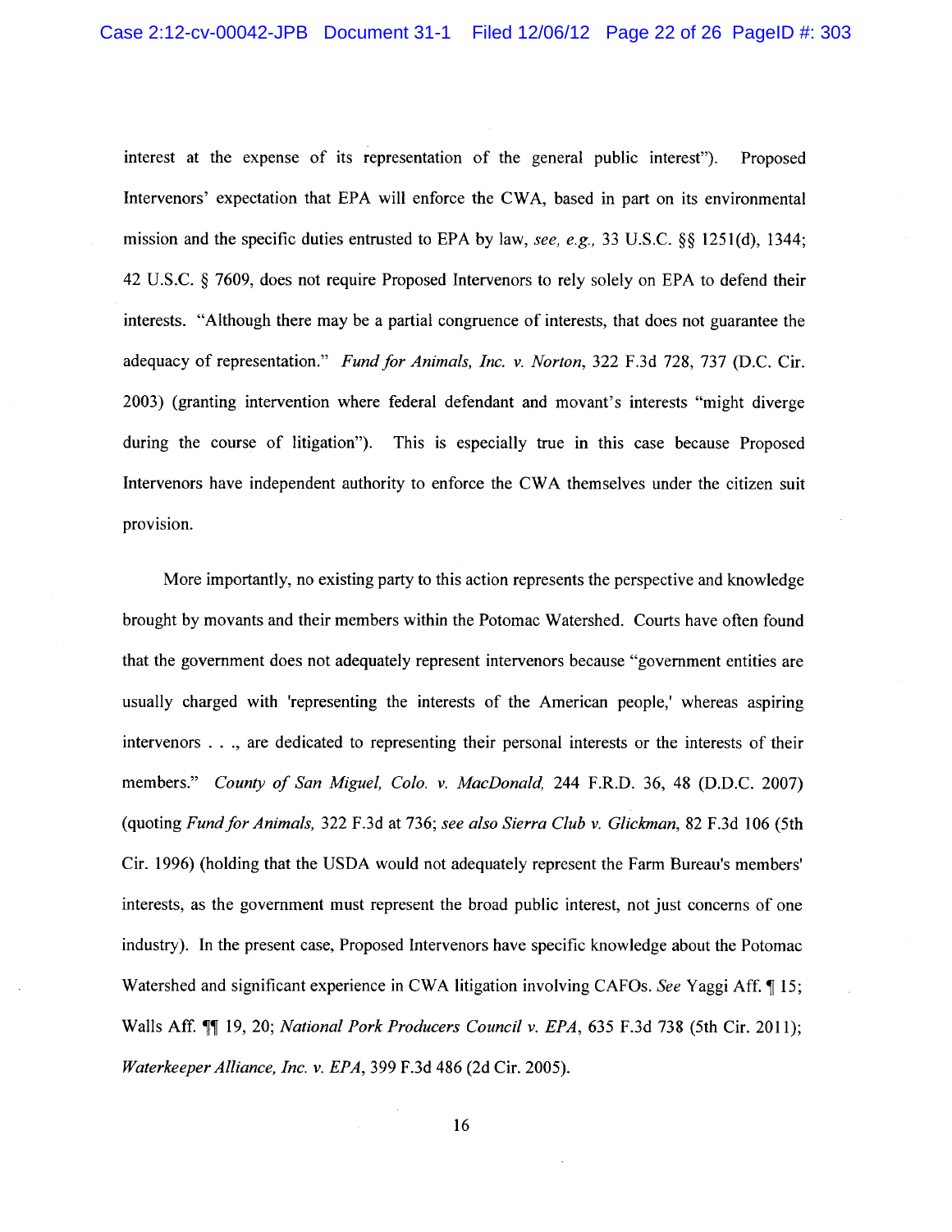interest at the expense of its representation of the general public interest"). Proposed Intervenors' expectation that EPA will enforce the CWA, based in part on its environmental mission and the specific duties entrusted to EPA by law, *see, e.g.*, 33 U.S.C. §§ 1251(d), 1344; 42 U.S.C. § 7609, does not require Proposed Intervenors to rely solely on EPA to defend their interests. "Although there may be a partial congruence of interests, that does not guarantee the adequacy of representation." *Fund for Animals, Inc. v. Norton*, 322 F.3d 728, 737 (D.C. Cir. 2003) (granting intervention where federal defendant and movant's interests "might diverge during the course of litigation"). This is especially true in this case because Proposed Intervenors have independent authority to enforce the CWA themselves under the citizen suit provision.

More importantly, no existing party to this action represents the perspective and knowledge brought by movants and their members within the Potomac Watershed. Courts have often found that the government does not adequately represent intervenors because "government entities are usually charged with 'representing the interests of the American people,' whereas aspiring intervenors . . ., are dedicated to representing their personal interests or the interests of their members." *County of San Miguel, Colo. v. MacDonald*, 244 F.R.D. 36, 48 (D.D.C. 2007) (quoting *Fund for Animals*, 322 F.3d at 736; *see also Sierra Club v. Glickman*, 82 F.3d 106 (5th Cir. 1996) (holding that the USDA would not adequately represent the Farm Bureau's members' interests, as the government must represent the broad public interest, not just concerns of one industry). In the present case, Proposed Intervenors have specific knowledge about the Potomac Watershed and significant experience in CWA litigation involving CAFOs. *See* Yaggi Aff. ¶ 15; Walls Aff. ¶¶ 19, 20; *National Pork Producers Council v. EPA*, 635 F.3d 738 (5th Cir. 2011); *Waterkeeper Alliance, Inc. v. EPA*, 399 F.3d 486 (2d Cir. 2005).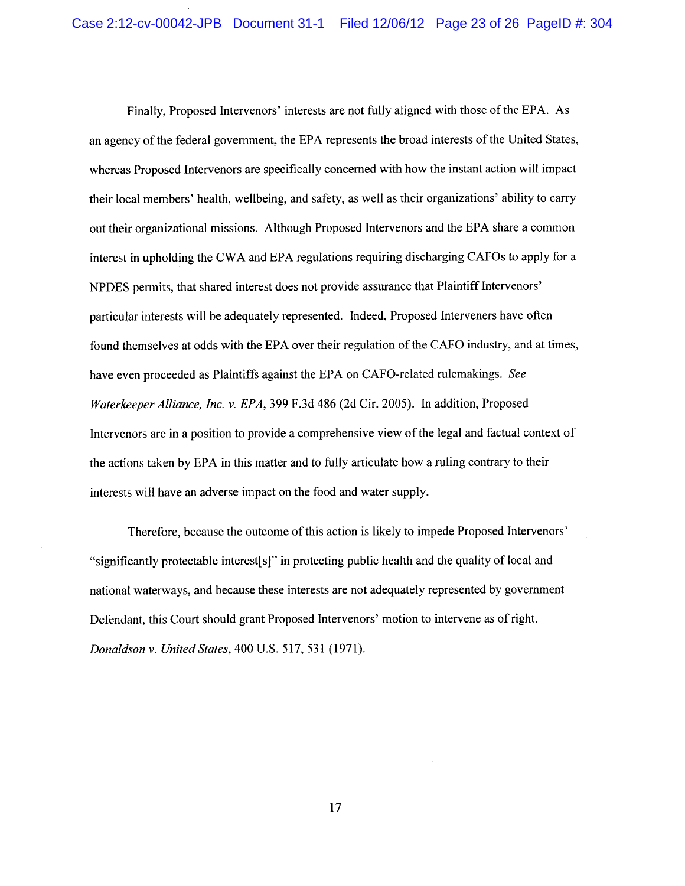Finally, Proposed Intervenors' interests are not fully aligned with those of the EPA. As an agency of the federal government, the EPA represents the broad interests of the United States, whereas Proposed Intervenors are specifically concerned with how the instant action will impact their local members' health, wellbeing, and safety, as well as their organizations' ability to carry out their organizational missions. Although Proposed Intervenors and the EPA share a common interest in upholding the CWA and EPA regulations requiring discharging CAFOs to apply for a NPDES permits, that shared interest does not provide assurance that Plaintiff Intervenors' particular interests will be adequately represented. Indeed, Proposed Interveners have often found themselves at odds with the EPA over their regulation of the CAFO industry, and at times, have even proceeded as Plaintiffs against the EPA on CAFO-related rulemakings. *See Waterkeeper Alliance, Inc. v. EPA*, 399 F.3d 486 (2d Cir. 2005). In addition, Proposed Intervenors are in a position to provide a comprehensive view of the legal and factual context of the actions taken by EPA in this matter and to fully articulate how a ruling contrary to their interests will have an adverse impact on the food and water supply.

Therefore, because the outcome of this action is likely to impede Proposed Intervenors' "significantly protectable interest[s]" in protecting public health and the quality of local and national waterways, and because these interests are not adequately represented by government Defendant, this Court should grant Proposed Intervenors' motion to intervene as of right. *Donaldson v. United States*, 400 U.S. 517, 531 (1971).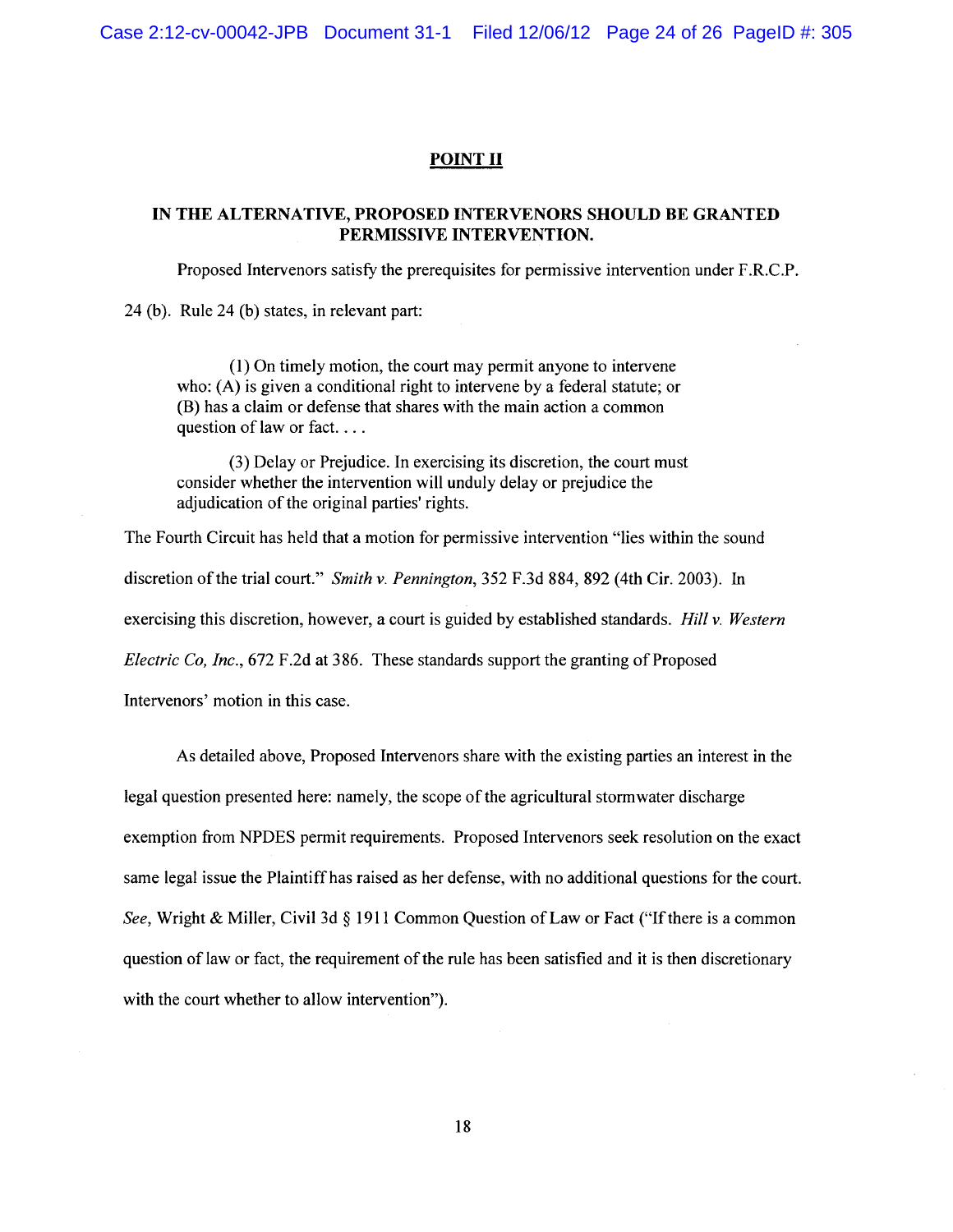## POINT II

### IN THE ALTERNATIVE, PROPOSED INTERVENORS SHOULD BE GRANTED PERMISSIVE INTERVENTION.

Proposed Intervenors satisfy the prerequisites for permissive intervention under F.R.C.P. 24 (b). Rule 24 (b) states, in relevant part:

> (1) On timely motion, the court may permit anyone to intervene who: (A) is given a conditional right to intervene by a federal statute; or (B) has a claim or defense that shares with the main action a common question of law or fact. . . .
>
> (3) Delay or Prejudice. In exercising its discretion, the court must consider whether the intervention will unduly delay or prejudice the adjudication of the original parties' rights.

The Fourth Circuit has held that a motion for permissive intervention "lies within the sound discretion of the trial court." *Smith v. Pennington*, 352 F.3d 884, 892 (4th Cir. 2003). In exercising this discretion, however, a court is guided by established standards. *Hill v. Western Electric Co, Inc.*, 672 F.2d at 386. These standards support the granting of Proposed Intervenors' motion in this case.

As detailed above, Proposed Intervenors share with the existing parties an interest in the legal question presented here: namely, the scope of the agricultural stormwater discharge exemption from NPDES permit requirements. Proposed Intervenors seek resolution on the exact same legal issue the Plaintiff has raised as her defense, with no additional questions for the court. *See,* Wright & Miller, Civil 3d § 1911 Common Question of Law or Fact ("If there is a common question of law or fact, the requirement of the rule has been satisfied and it is then discretionary with the court whether to allow intervention").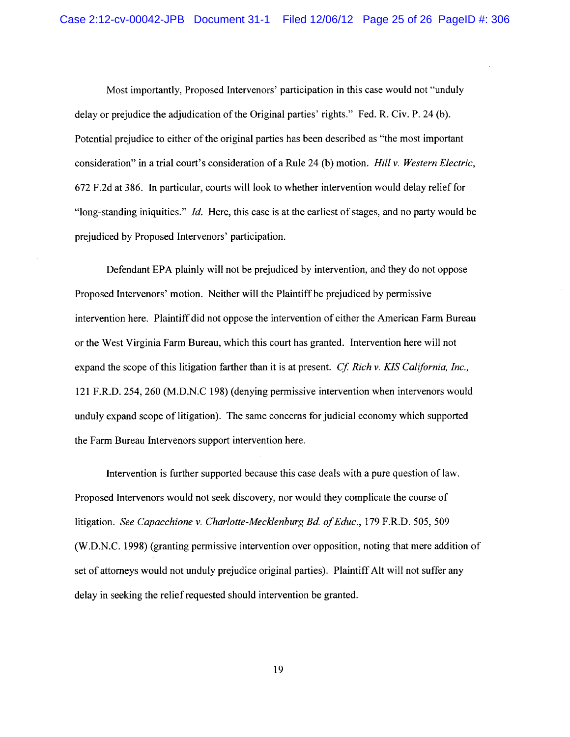Most importantly, Proposed Intervenors' participation in this case would not "unduly delay or prejudice the adjudication of the Original parties' rights." Fed. R. Civ. P. 24 (b). Potential prejudice to either of the original parties has been described as "the most important consideration" in a trial court's consideration of a Rule 24 (b) motion. *Hill v. Western Electric*, 672 F.2d at 386. In particular, courts will look to whether intervention would delay relief for "long-standing iniquities." *Id.* Here, this case is at the earliest of stages, and no party would be prejudiced by Proposed Intervenors' participation.

Defendant EPA plainly will not be prejudiced by intervention, and they do not oppose Proposed Intervenors' motion. Neither will the Plaintiff be prejudiced by permissive intervention here. Plaintiff did not oppose the intervention of either the American Farm Bureau or the West Virginia Farm Bureau, which this court has granted. Intervention here will not expand the scope of this litigation farther than it is at present. *Cf. Rich v. KIS California, Inc.*, 121 F.R.D. 254, 260 (M.D.N.C 198) (denying permissive intervention when intervenors would unduly expand scope of litigation). The same concerns for judicial economy which supported the Farm Bureau Intervenors support intervention here.

Intervention is further supported because this case deals with a pure question of law. Proposed Intervenors would not seek discovery, nor would they complicate the course of litigation. *See Capacchione v. Charlotte-Mecklenburg Bd. of Educ.*, 179 F.R.D. 505, 509 (W.D.N.C. 1998) (granting permissive intervention over opposition, noting that mere addition of set of attorneys would not unduly prejudice original parties). Plaintiff Alt will not suffer any delay in seeking the relief requested should intervention be granted.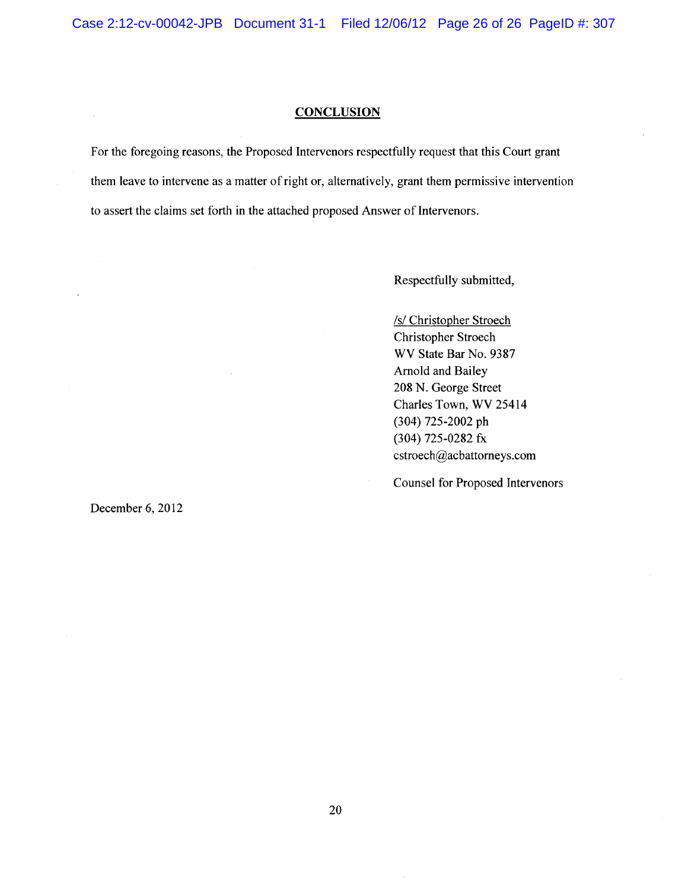## CONCLUSION

For the foregoing reasons, the Proposed Intervenors respectfully request that this Court grant them leave to intervene as a matter of right or, alternatively, grant them permissive intervention to assert the claims set forth in the attached proposed Answer of Intervenors.

Respectfully submitted,

/s/ Christopher Stroech
Christopher Stroech
WV State Bar No. 9387
Arnold and Bailey
208 N. George Street
Charles Town, WV 25414
(304) 725-2002 ph
(304) 725-0282 fx
cstroech@acbattorneys.com

Counsel for Proposed Intervenors

December 6, 2012